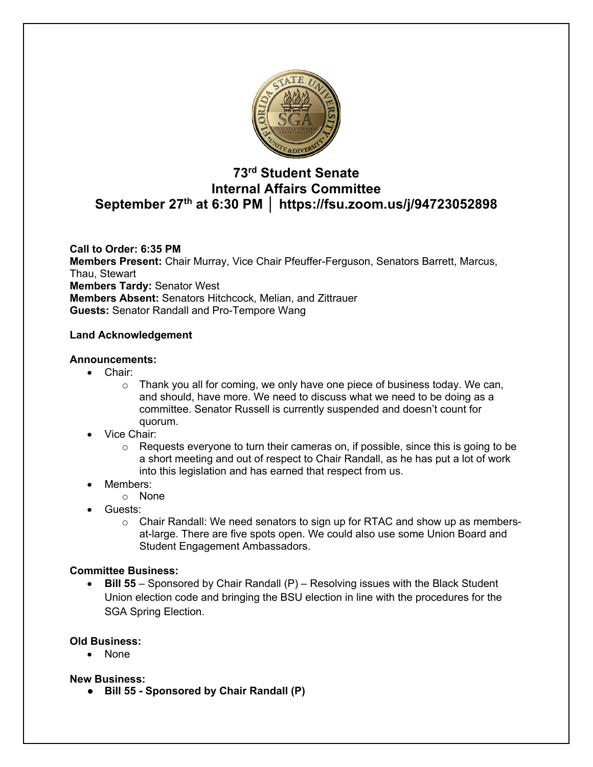# 73rd Student Senate
# Internal Affairs Committee
# September 27th at 6:30 PM │ https://fsu.zoom.us/j/94723052898

**Call to Order: 6:35 PM**
**Members Present:** Chair Murray, Vice Chair Pfeuffer-Ferguson, Senators Barrett, Marcus, Thau, Stewart
**Members Tardy:** Senator West
**Members Absent:** Senators Hitchcock, Melian, and Zittrauer
**Guests:** Senator Randall and Pro-Tempore Wang

**Land Acknowledgement**

**Announcements:**

- Chair:
  - Thank you all for coming, we only have one piece of business today. We can, and should, have more. We need to discuss what we need to be doing as a committee. Senator Russell is currently suspended and doesn't count for quorum.
- Vice Chair:
  - Requests everyone to turn their cameras on, if possible, since this is going to be a short meeting and out of respect to Chair Randall, as he has put a lot of work into this legislation and has earned that respect from us.
- Members:
  - None
- Guests:
  - Chair Randall: We need senators to sign up for RTAC and show up as members-at-large. There are five spots open. We could also use some Union Board and Student Engagement Ambassadors.

**Committee Business:**

- **Bill 55** – Sponsored by Chair Randall (P) – Resolving issues with the Black Student Union election code and bringing the BSU election in line with the procedures for the SGA Spring Election.

**Old Business:**

- None

**New Business:**

- **Bill 55 - Sponsored by Chair Randall (P)**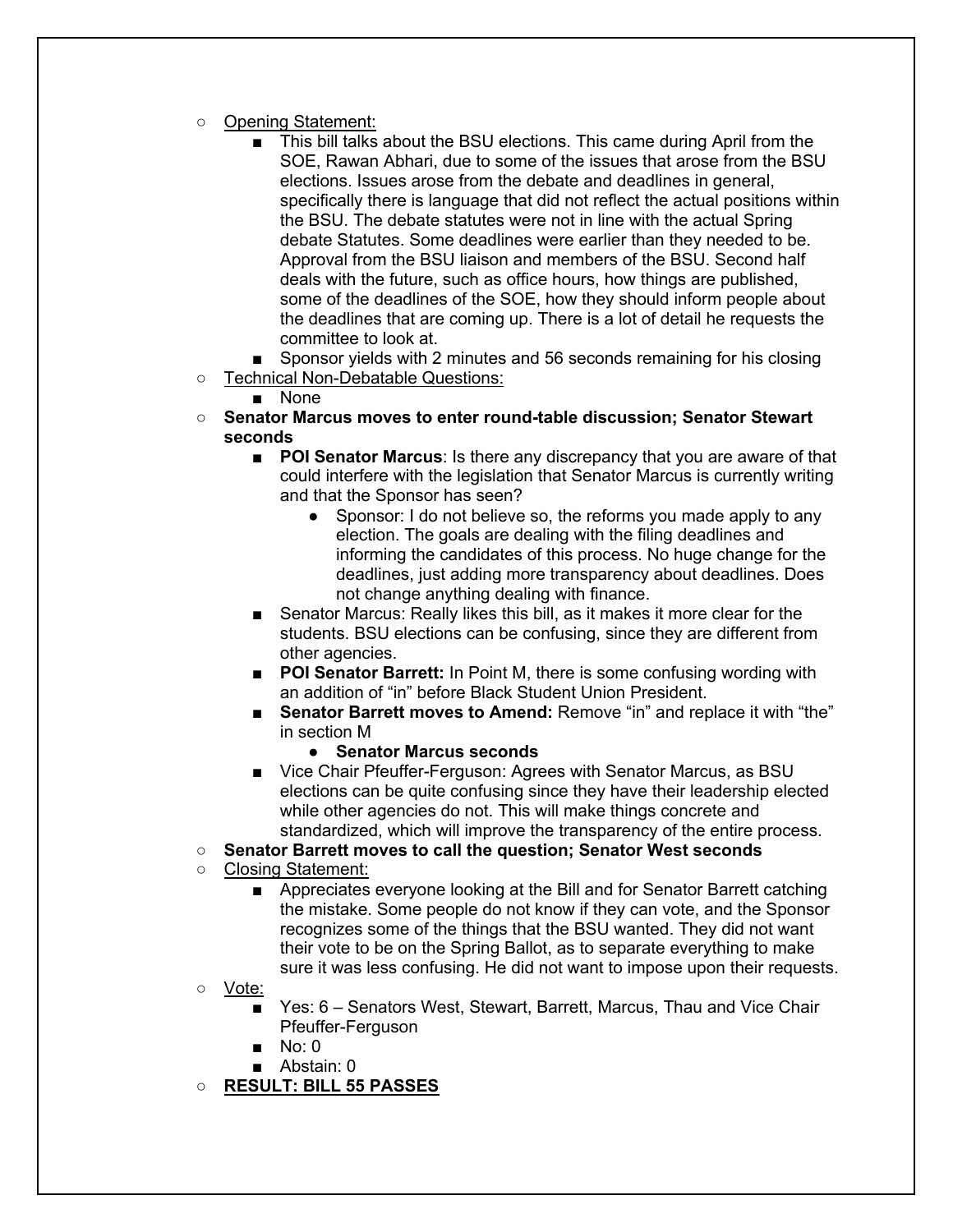- Opening Statement:
    - This bill talks about the BSU elections. This came during April from the SOE, Rawan Abhari, due to some of the issues that arose from the BSU elections. Issues arose from the debate and deadlines in general, specifically there is language that did not reflect the actual positions within the BSU. The debate statutes were not in line with the actual Spring debate Statutes. Some deadlines were earlier than they needed to be. Approval from the BSU liaison and members of the BSU. Second half deals with the future, such as office hours, how things are published, some of the deadlines of the SOE, how they should inform people about the deadlines that are coming up. There is a lot of detail he requests the committee to look at.
    - Sponsor yields with 2 minutes and 56 seconds remaining for his closing
- Technical Non-Debatable Questions:
    - None
- **Senator Marcus moves to enter round-table discussion; Senator Stewart seconds**
    - **POI Senator Marcus**: Is there any discrepancy that you are aware of that could interfere with the legislation that Senator Marcus is currently writing and that the Sponsor has seen?
        - Sponsor: I do not believe so, the reforms you made apply to any election. The goals are dealing with the filing deadlines and informing the candidates of this process. No huge change for the deadlines, just adding more transparency about deadlines. Does not change anything dealing with finance.
    - Senator Marcus: Really likes this bill, as it makes it more clear for the students. BSU elections can be confusing, since they are different from other agencies.
    - **POI Senator Barrett:** In Point M, there is some confusing wording with an addition of "in" before Black Student Union President.
    - **Senator Barrett moves to Amend:** Remove "in" and replace it with "the" in section M
        - **Senator Marcus seconds**
    - Vice Chair Pfeuffer-Ferguson: Agrees with Senator Marcus, as BSU elections can be quite confusing since they have their leadership elected while other agencies do not. This will make things concrete and standardized, which will improve the transparency of the entire process.
- **Senator Barrett moves to call the question; Senator West seconds**
- Closing Statement:
    - Appreciates everyone looking at the Bill and for Senator Barrett catching the mistake. Some people do not know if they can vote, and the Sponsor recognizes some of the things that the BSU wanted. They did not want their vote to be on the Spring Ballot, as to separate everything to make sure it was less confusing. He did not want to impose upon their requests.
- Vote:
    - Yes: 6 – Senators West, Stewart, Barrett, Marcus, Thau and Vice Chair Pfeuffer-Ferguson
    - No: 0
    - Abstain: 0
- **RESULT: BILL 55 PASSES**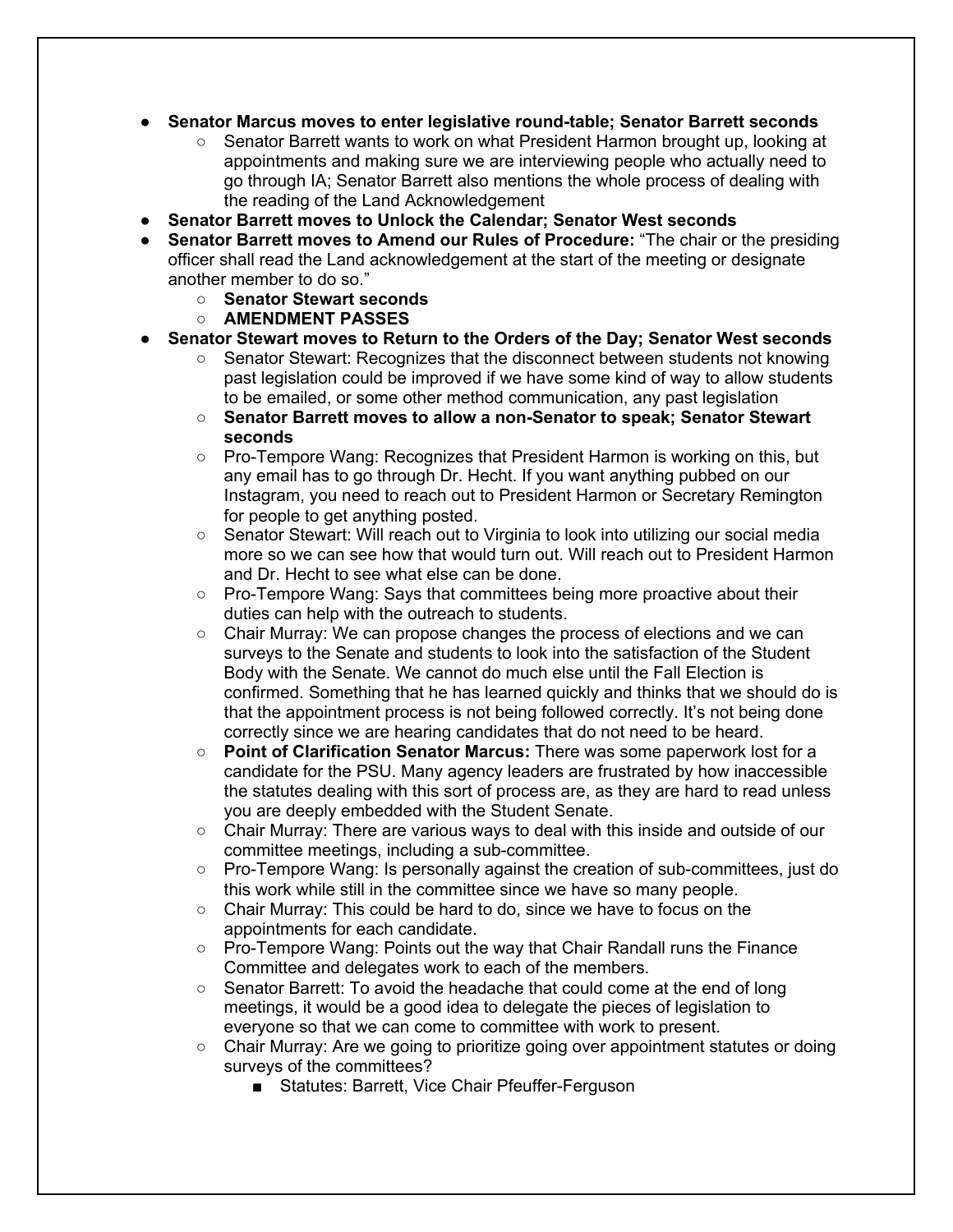- **Senator Marcus moves to enter legislative round-table; Senator Barrett seconds**
  - Senator Barrett wants to work on what President Harmon brought up, looking at appointments and making sure we are interviewing people who actually need to go through IA; Senator Barrett also mentions the whole process of dealing with the reading of the Land Acknowledgement
- **Senator Barrett moves to Unlock the Calendar; Senator West seconds**
- **Senator Barrett moves to Amend our Rules of Procedure:** "The chair or the presiding officer shall read the Land acknowledgement at the start of the meeting or designate another member to do so."
  - **Senator Stewart seconds**
  - **AMENDMENT PASSES**
- **Senator Stewart moves to Return to the Orders of the Day; Senator West seconds**
  - Senator Stewart: Recognizes that the disconnect between students not knowing past legislation could be improved if we have some kind of way to allow students to be emailed, or some other method communication, any past legislation
  - **Senator Barrett moves to allow a non-Senator to speak; Senator Stewart seconds**
  - Pro-Tempore Wang: Recognizes that President Harmon is working on this, but any email has to go through Dr. Hecht. If you want anything pubbed on our Instagram, you need to reach out to President Harmon or Secretary Remington for people to get anything posted.
  - Senator Stewart: Will reach out to Virginia to look into utilizing our social media more so we can see how that would turn out. Will reach out to President Harmon and Dr. Hecht to see what else can be done.
  - Pro-Tempore Wang: Says that committees being more proactive about their duties can help with the outreach to students.
  - Chair Murray: We can propose changes the process of elections and we can surveys to the Senate and students to look into the satisfaction of the Student Body with the Senate. We cannot do much else until the Fall Election is confirmed. Something that he has learned quickly and thinks that we should do is that the appointment process is not being followed correctly. It's not being done correctly since we are hearing candidates that do not need to be heard.
  - **Point of Clarification Senator Marcus:** There was some paperwork lost for a candidate for the PSU. Many agency leaders are frustrated by how inaccessible the statutes dealing with this sort of process are, as they are hard to read unless you are deeply embedded with the Student Senate.
  - Chair Murray: There are various ways to deal with this inside and outside of our committee meetings, including a sub-committee.
  - Pro-Tempore Wang: Is personally against the creation of sub-committees, just do this work while still in the committee since we have so many people.
  - Chair Murray: This could be hard to do, since we have to focus on the appointments for each candidate.
  - Pro-Tempore Wang: Points out the way that Chair Randall runs the Finance Committee and delegates work to each of the members.
  - Senator Barrett: To avoid the headache that could come at the end of long meetings, it would be a good idea to delegate the pieces of legislation to everyone so that we can come to committee with work to present.
  - Chair Murray: Are we going to prioritize going over appointment statutes or doing surveys of the committees?
    - Statutes: Barrett, Vice Chair Pfeuffer-Ferguson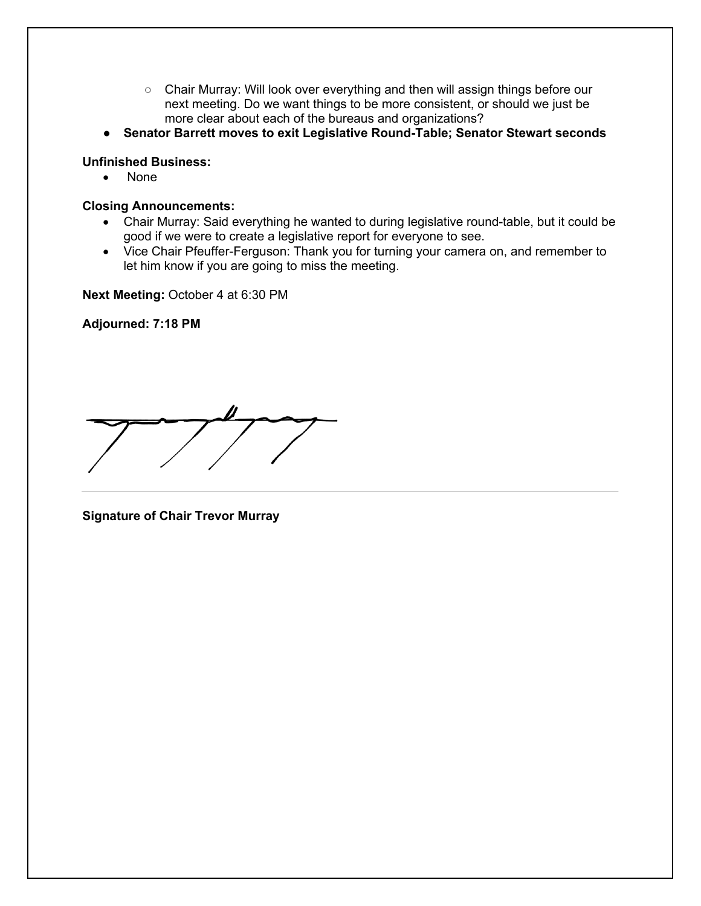- Chair Murray: Will look over everything and then will assign things before our next meeting. Do we want things to be more consistent, or should we just be more clear about each of the bureaus and organizations?
- **Senator Barrett moves to exit Legislative Round-Table; Senator Stewart seconds**

**Unfinished Business:**
- None

**Closing Announcements:**
- Chair Murray: Said everything he wanted to during legislative round-table, but it could be good if we were to create a legislative report for everyone to see.
- Vice Chair Pfeuffer-Ferguson: Thank you for turning your camera on, and remember to let him know if you are going to miss the meeting.

**Next Meeting:** October 4 at 6:30 PM

**Adjourned: 7:18 PM**

---

**Signature of Chair Trevor Murray**